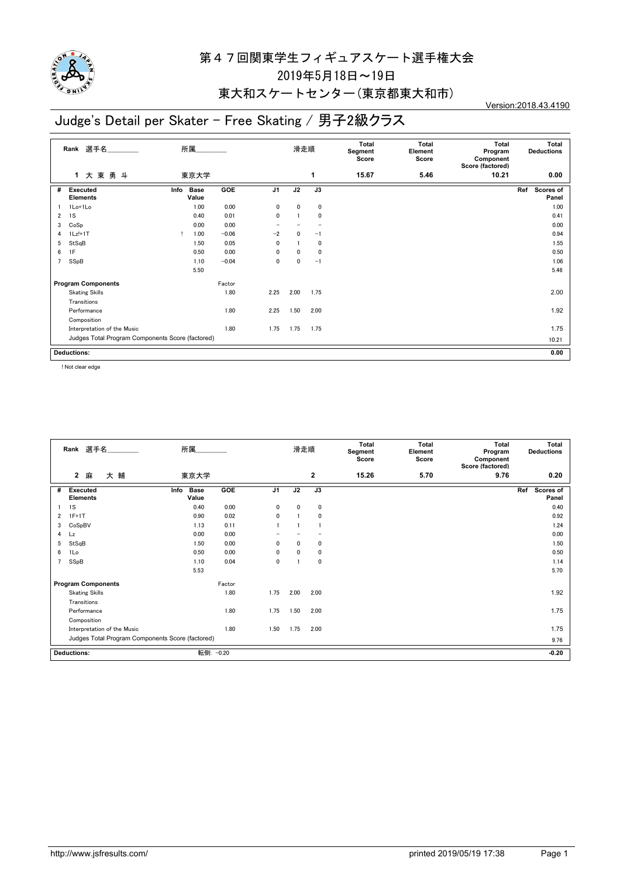# 第４７回関東学生フィギュアスケート選手権大会

2019年5月18日～19日

東大和スケートセンター(東京都東大和市)

Version:2018.43.4190

## Judge's Detail per Skater - Free Skating / 男子2級クラス

| Rank | 選手名 | 所属 | 滑走順 | Total Segment Score | Total Element Score | Total Program Component Score (factored) | Total Deductions |
|---|---|---|---|---|---|---|---|
| 1 | 大 東 勇 斗 | 東京大学 | 1 | 15.67 | 5.46 | 10.21 | 0.00 |

| # | Executed Elements | Info | Base Value | GOE | J1 | J2 | J3 | Ref | Scores of Panel |
|---|---|---|---|---|---|---|---|---|---|
| 1 | 1Lo+1Lo | | 1.00 | 0.00 | 0 | 0 | 0 | | 1.00 |
| 2 | 1S | | 0.40 | 0.01 | 0 | 1 | 0 | | 0.41 |
| 3 | CoSp | | 0.00 | 0.00 | − | − | − | | 0.00 |
| 4 | 1Lz!+1T | ! | 1.00 | −0.06 | −2 | 0 | −1 | | 0.94 |
| 5 | StSqB | | 1.50 | 0.05 | 0 | 1 | 0 | | 1.55 |
| 6 | 1F | | 0.50 | 0.00 | 0 | 0 | 0 | | 0.50 |
| 7 | SSpB | | 1.10 | −0.04 | 0 | 0 | −1 | | 1.06 |
| | | | 5.50 | | | | | | 5.46 |

| Program Components | Factor | J1 | J2 | J3 | Scores of Panel |
|---|---|---|---|---|---|
| Skating Skills | 1.80 | 2.25 | 2.00 | 1.75 | 2.00 |
| Transitions | | | | | |
| Performance | 1.80 | 2.25 | 1.50 | 2.00 | 1.92 |
| Composition | | | | | |
| Interpretation of the Music | 1.80 | 1.75 | 1.75 | 1.75 | 1.75 |
| Judges Total Program Components Score (factored) | | | | | 10.21 |

Deductions: 0.00

! Not clear edge

| Rank | 選手名 | 所属 | 滑走順 | Total Segment Score | Total Element Score | Total Program Component Score (factored) | Total Deductions |
|---|---|---|---|---|---|---|---|
| 2 | 麻 大 輔 | 東京大学 | 2 | 15.26 | 5.70 | 9.76 | 0.20 |

| # | Executed Elements | Info | Base Value | GOE | J1 | J2 | J3 | Ref | Scores of Panel |
|---|---|---|---|---|---|---|---|---|---|
| 1 | 1S | | 0.40 | 0.00 | 0 | 0 | 0 | | 0.40 |
| 2 | 1F+1T | | 0.90 | 0.02 | 0 | 1 | 0 | | 0.92 |
| 3 | CoSpBV | | 1.13 | 0.11 | 1 | 1 | 1 | | 1.24 |
| 4 | Lz | | 0.00 | 0.00 | − | − | − | | 0.00 |
| 5 | StSqB | | 1.50 | 0.00 | 0 | 0 | 0 | | 1.50 |
| 6 | 1Lo | | 0.50 | 0.00 | 0 | 0 | 0 | | 0.50 |
| 7 | SSpB | | 1.10 | 0.04 | 0 | 1 | 0 | | 1.14 |
| | | | 5.53 | | | | | | 5.70 |

| Program Components | Factor | J1 | J2 | J3 | Scores of Panel |
|---|---|---|---|---|---|
| Skating Skills | 1.80 | 1.75 | 2.00 | 2.00 | 1.92 |
| Transitions | | | | | |
| Performance | 1.80 | 1.75 | 1.50 | 2.00 | 1.75 |
| Composition | | | | | |
| Interpretation of the Music | 1.80 | 1.50 | 1.75 | 2.00 | 1.75 |
| Judges Total Program Components Score (factored) | | | | | 9.76 |

Deductions: 転倒: −0.20 　 −0.20

http://www.jsfresults.com/ 　 printed 2019/05/19 17:38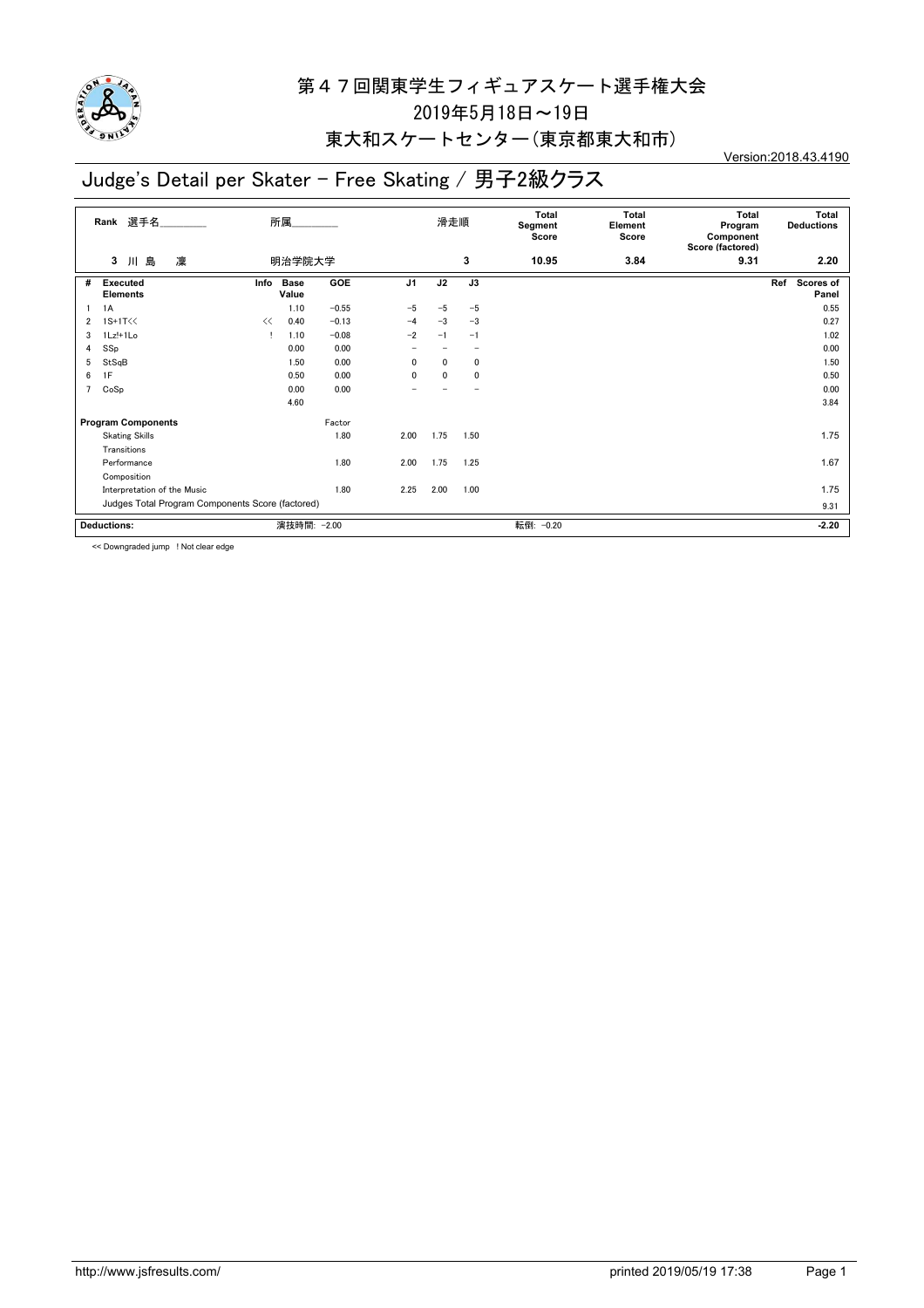# 第４７回関東学生フィギュアスケート選手権大会

2019年5月18日～19日

東大和スケートセンター（東京都東大和市）

Version:2018.43.4190

## Judge's Detail per Skater - Free Skating / 男子2級クラス

| Rank | 選手名 | 所属 | 滑走順 | Total Segment Score | Total Element Score | Total Program Component Score (factored) | Total Deductions |
|---|---|---|---|---|---|---|---|
| 3 | 川 島 凜 | 明治学院大学 | 3 | 10.95 | 3.84 | 9.31 | 2.20 |

| # | Executed Elements | Info | Base Value | GOE | J1 | J2 | J3 | Ref | Scores of Panel |
|---|---|---|---|---|---|---|---|---|---|
| 1 | 1A | | 1.10 | −0.55 | −5 | −5 | −5 | | 0.55 |
| 2 | 1S+1T<< | << | 0.40 | −0.13 | −4 | −3 | −3 | | 0.27 |
| 3 | 1Lz!+1Lo | ! | 1.10 | −0.08 | −2 | −1 | −1 | | 1.02 |
| 4 | SSp | | 0.00 | 0.00 | − | − | − | | 0.00 |
| 5 | StSqB | | 1.50 | 0.00 | 0 | 0 | 0 | | 1.50 |
| 6 | 1F | | 0.50 | 0.00 | 0 | 0 | 0 | | 0.50 |
| 7 | CoSp | | 0.00 | 0.00 | − | − | − | | 0.00 |
| | | | 4.60 | | | | | | 3.84 |

| Program Components | Factor | J1 | J2 | J3 | Scores of Panel |
|---|---|---|---|---|---|
| Skating Skills | 1.80 | 2.00 | 1.75 | 1.50 | 1.75 |
| Transitions | | | | | |
| Performance | 1.80 | 2.00 | 1.75 | 1.25 | 1.67 |
| Composition | | | | | |
| Interpretation of the Music | 1.80 | 2.25 | 2.00 | 1.00 | 1.75 |
| Judges Total Program Components Score (factored) | | | | | 9.31 |

| Deductions: | 演技時間: −2.00 | 転倒: −0.20 | −2.20 |
|---|---|---|---|

<< Downgraded jump ! Not clear edge

http://www.jsfresults.com/ printed 2019/05/19 17:38